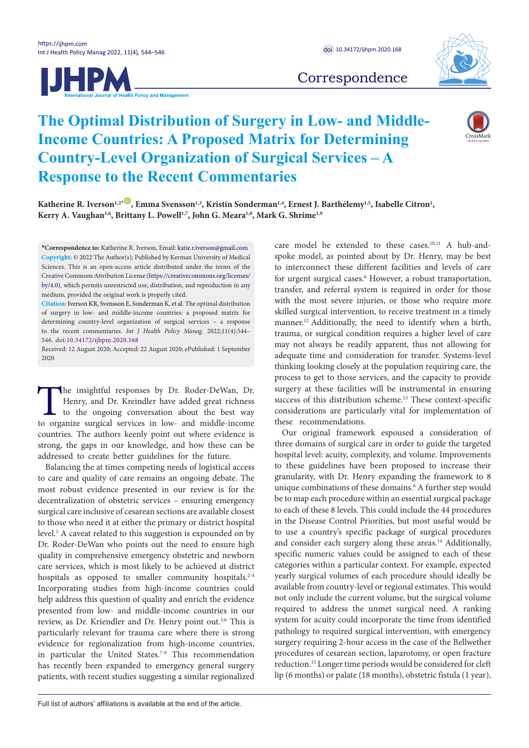Correspondence

# The Optimal Distribution of Surgery in Low- and Middle-Income Countries: A Proposed Matrix for Determining Country-Level Organization of Surgical Services – A Response to the Recent Commentaries

Katherine R. Iverson[1,2*], Emma Svensson[1,3], Kristin Sonderman[1,4], Ernest J. Barthélemy[1,5], Isabelle Citron[1], Kerry A. Vaughan[1,6], Brittany L. Powell[1,7], John G. Meara[1,8], Mark G. Shrime[1,9]

**\*Correspondence to:** Katherine R. Iverson, Email: katie.r.iverson@gmail.com

**Copyright:** © 2022 The Author(s); Published by Kerman University of Medical Sciences. This is an open-access article distributed under the terms of the Creative Commons Attribution License (https://creativecommons.org/licenses/by/4.0), which permits unrestricted use, distribution, and reproduction in any medium, provided the original work is properly cited.

**Citation:** Iverson KR, Svensson E, Sonderman K, et al. The optimal distribution of surgery in low- and middle-income countries: a proposed matrix for determining country-level organization of surgical services – a response to the recent commentaries. *Int J Health Policy Manag.* 2022;11(4):544–546. doi:10.34172/ijhpm.2020.168

Received: 12 August 2020; Accepted: 22 August 2020; ePublished: 1 September 2020

The insightful responses by Dr. Roder-DeWan, Dr. Henry, and Dr. Kreindler have added great richness to the ongoing conversation about the best way to organize surgical services in low- and middle-income countries. The authors keenly point out where evidence is strong, the gaps in our knowledge, and how these can be addressed to create better guidelines for the future.

Balancing the at times competing needs of logistical access to care and quality of care remains an ongoing debate. The most robust evidence presented in our review is for the decentralization of obstetric services – ensuring emergency surgical care inclusive of cesarean sections are available closest to those who need it at either the primary or district hospital level.[1] A caveat related to this suggestion is expounded on by Dr. Roder-DeWan who points out the need to ensure high quality in comprehensive emergency obstetric and newborn care services, which is most likely to be achieved at district hospitals as opposed to smaller community hospitals.[2-4] Incorporating studies from high-income countries could help address this question of quality and enrich the evidence presented from low- and middle-income countries in our review, as Dr. Kriendler and Dr. Henry point out.[5,6] This is particularly relevant for trauma care where there is strong evidence for regionalization from high-income countries, in particular the United States.[7-9] This recommendation has recently been expanded to emergency general surgery patients, with recent studies suggesting a similar regionalized care model be extended to these cases.[10,11] A hub-and-spoke model, as pointed about by Dr. Henry, may be best to interconnect these different facilities and levels of care for urgent surgical cases.[6] However, a robust transportation, transfer, and referral system is required in order for those with the most severe injuries, or those who require more skilled surgical intervention, to receive treatment in a timely manner.[12] Additionally, the need to identify when a birth, trauma, or surgical condition requires a higher level of care may not always be readily apparent, thus not allowing for adequate time and consideration for transfer. Systems-level thinking looking closely at the population requiring care, the process to get to those services, and the capacity to provide surgery at these facilities will be instrumental in ensuring success of this distribution scheme.[13] These context-specific considerations are particularly vital for implementation of these recommendations.

Our original framework espoused a consideration of three domains of surgical care in order to guide the targeted hospital level: acuity, complexity, and volume. Improvements to these guidelines have been proposed to increase their granularity, with Dr. Henry expanding the framework to 8 unique combinations of these domains.[6] A further step would be to map each procedure within an essential surgical package to each of these 8 levels. This could include the 44 procedures in the Disease Control Priorities, but most useful would be to use a country's specific package of surgical procedures and consider each surgery along these areas.[14] Additionally, specific numeric values could be assigned to each of these categories within a particular context. For example, expected yearly surgical volumes of each procedure should ideally be available from country-level or regional estimates. This would not only include the current volume, but the surgical volume required to address the unmet surgical need. A ranking system for acuity could incorporate the time from identified pathology to required surgical intervention, with emergency surgery requiring 2-hour access in the case of the Bellwether procedures of cesarean section, laparotomy, or open fracture reduction.[15] Longer time periods would be considered for cleft lip (6 months) or palate (18 months), obstetric fistula (1 year),

Full list of authors' affiliations is available at the end of the article.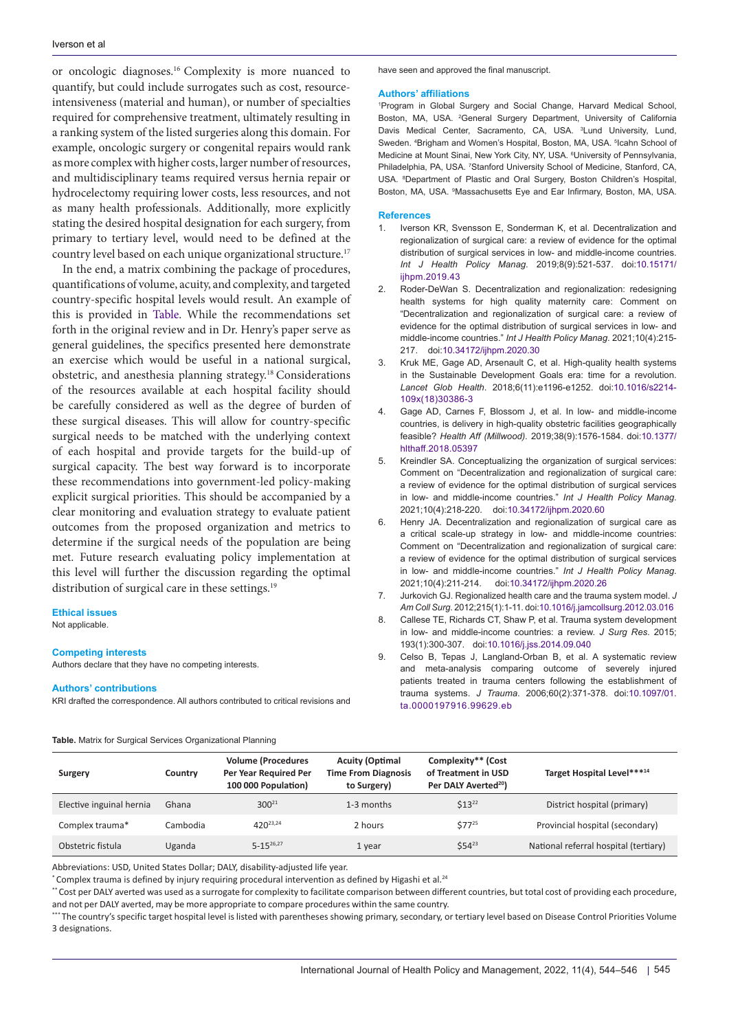or oncologic diagnoses.[16] Complexity is more nuanced to quantify, but could include surrogates such as cost, resource-intensiveness (material and human), or number of specialties required for comprehensive treatment, ultimately resulting in a ranking system of the listed surgeries along this domain. For example, oncologic surgery or congenital repairs would rank as more complex with higher costs, larger number of resources, and multidisciplinary teams required versus hernia repair or hydrocelectomy requiring lower costs, less resources, and not as many health professionals. Additionally, more explicitly stating the desired hospital designation for each surgery, from primary to tertiary level, would need to be defined at the country level based on each unique organizational structure.[17]

In the end, a matrix combining the package of procedures, quantifications of volume, acuity, and complexity, and targeted country-specific hospital levels would result. An example of this is provided in Table. While the recommendations set forth in the original review and in Dr. Henry's paper serve as general guidelines, the specifics presented here demonstrate an exercise which would be useful in a national surgical, obstetric, and anesthesia planning strategy.[18] Considerations of the resources available at each hospital facility should be carefully considered as well as the degree of burden of these surgical diseases. This will allow for country-specific surgical needs to be matched with the underlying context of each hospital and provide targets for the build-up of surgical capacity. The best way forward is to incorporate these recommendations into government-led policy-making explicit surgical priorities. This should be accompanied by a clear monitoring and evaluation strategy to evaluate patient outcomes from the proposed organization and metrics to determine if the surgical needs of the population are being met. Future research evaluating policy implementation at this level will further the discussion regarding the optimal distribution of surgical care in these settings.[19]

#### Ethical issues

Not applicable.

#### Competing interests

Authors declare that they have no competing interests.

#### Authors' contributions

KRI drafted the correspondence. All authors contributed to critical revisions and have seen and approved the final manuscript.

#### Authors' affiliations

[1]Program in Global Surgery and Social Change, Harvard Medical School, Boston, MA, USA. [2]General Surgery Department, University of California Davis Medical Center, Sacramento, CA, USA. [3]Lund University, Lund, Sweden. [4]Brigham and Women's Hospital, Boston, MA, USA. [5]Icahn School of Medicine at Mount Sinai, New York City, NY, USA. [6]University of Pennsylvania, Philadelphia, PA, USA. [7]Stanford University School of Medicine, Stanford, CA, USA. [8]Department of Plastic and Oral Surgery, Boston Children's Hospital, Boston, MA, USA. [9]Massachusetts Eye and Ear Infirmary, Boston, MA, USA.

#### References

1. Iverson KR, Svensson E, Sonderman K, et al. Decentralization and regionalization of surgical care: a review of evidence for the optimal distribution of surgical services in low- and middle-income countries. *Int J Health Policy Manag*. 2019;8(9):521-537. doi:10.15171/ijhpm.2019.43
2. Roder-DeWan S. Decentralization and regionalization: redesigning health systems for high quality maternity care: Comment on "Decentralization and regionalization of surgical care: a review of evidence for the optimal distribution of surgical services in low- and middle-income countries." *Int J Health Policy Manag*. 2021;10(4):215-217. doi:10.34172/ijhpm.2020.30
3. Kruk ME, Gage AD, Arsenault C, et al. High-quality health systems in the Sustainable Development Goals era: time for a revolution. *Lancet Glob Health*. 2018;6(11):e1196-e1252. doi:10.1016/s2214-109x(18)30386-3
4. Gage AD, Carnes F, Blossom J, et al. In low- and middle-income countries, is delivery in high-quality obstetric facilities geographically feasible? *Health Aff (Millwood)*. 2019;38(9):1576-1584. doi:10.1377/hlthaff.2018.05397
5. Kreindler SA. Conceptualizing the organization of surgical services: Comment on "Decentralization and regionalization of surgical care: a review of evidence for the optimal distribution of surgical services in low- and middle-income countries." *Int J Health Policy Manag*. 2021;10(4):218-220. doi:10.34172/ijhpm.2020.60
6. Henry JA. Decentralization and regionalization of surgical care as a critical scale-up strategy in low- and middle-income countries: Comment on "Decentralization and regionalization of surgical care: a review of evidence for the optimal distribution of surgical services in low- and middle-income countries." *Int J Health Policy Manag*. 2021;10(4):211-214. doi:10.34172/ijhpm.2020.26
7. Jurkovich GJ. Regionalized health care and the trauma system model. *J Am Coll Surg*. 2012;215(1):1-11. doi:10.1016/j.jamcollsurg.2012.03.016
8. Callese TE, Richards CT, Shaw P, et al. Trauma system development in low- and middle-income countries: a review. *J Surg Res*. 2015;193(1):300-307. doi:10.1016/j.jss.2014.09.040
9. Celso B, Tepas J, Langland-Orban B, et al. A systematic review and meta-analysis comparing outcome of severely injured patients treated in trauma centers following the establishment of trauma systems. *J Trauma*. 2006;60(2):371-378. doi:10.1097/01.ta.0000197916.99629.eb

**Table.** Matrix for Surgical Services Organizational Planning

| Surgery | Country | Volume (Procedures Per Year Required Per 100 000 Population) | Acuity (Optimal Time From Diagnosis to Surgery) | Complexity** (Cost of Treatment in USD Per DALY Averted[20]) | Target Hospital Level***[14] |
|---|---|---|---|---|---|
| Elective inguinal hernia | Ghana | 300[21] | 1-3 months | $13[22] | District hospital (primary) |
| Complex trauma* | Cambodia | 420[23,24] | 2 hours | $77[25] | Provincial hospital (secondary) |
| Obstetric fistula | Uganda | 5-15[26,27] | 1 year | $54[23] | National referral hospital (tertiary) |

Abbreviations: USD, United States Dollar; DALY, disability-adjusted life year.

\* Complex trauma is defined by injury requiring procedural intervention as defined by Higashi et al.[24]

\*\* Cost per DALY averted was used as a surrogate for complexity to facilitate comparison between different countries, but total cost of providing each procedure, and not per DALY averted, may be more appropriate to compare procedures within the same country.

\*\*\* The country's specific target hospital level is listed with parentheses showing primary, secondary, or tertiary level based on Disease Control Priorities Volume 3 designations.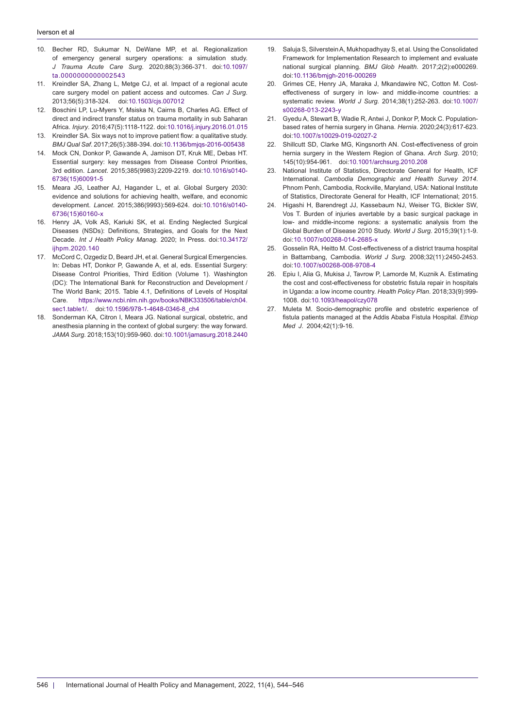10. Becher RD, Sukumar N, DeWane MP, et al. Regionalization of emergency general surgery operations: a simulation study. *J Trauma Acute Care Surg*. 2020;88(3):366-371. doi:10.1097/ta.0000000000002543
11. Kreindler SA, Zhang L, Metge CJ, et al. Impact of a regional acute care surgery model on patient access and outcomes. *Can J Surg*. 2013;56(5):318-324. doi:10.1503/cjs.007012
12. Boschini LP, Lu-Myers Y, Msiska N, Cairns B, Charles AG. Effect of direct and indirect transfer status on trauma mortality in sub Saharan Africa. *Injury*. 2016;47(5):1118-1122. doi:10.1016/j.injury.2016.01.015
13. Kreindler SA. Six ways not to improve patient flow: a qualitative study. *BMJ Qual Saf*. 2017;26(5):388-394. doi:10.1136/bmjqs-2016-005438
14. Mock CN, Donkor P, Gawande A, Jamison DT, Kruk ME, Debas HT. Essential surgery: key messages from Disease Control Priorities, 3rd edition. *Lancet*. 2015;385(9983):2209-2219. doi:10.1016/s0140-6736(15)60091-5
15. Meara JG, Leather AJ, Hagander L, et al. Global Surgery 2030: evidence and solutions for achieving health, welfare, and economic development. *Lancet*. 2015;386(9993):569-624. doi:10.1016/s0140-6736(15)60160-x
16. Henry JA, Volk AS, Kariuki SK, et al. Ending Neglected Surgical Diseases (NSDs): Definitions, Strategies, and Goals for the Next Decade. *Int J Health Policy Manag*. 2020; In Press. doi:10.34172/ijhpm.2020.140
17. McCord C, Ozgediz D, Beard JH, et al. General Surgical Emergencies. In: Debas HT, Donkor P, Gawande A, et al, eds. Essential Surgery: Disease Control Priorities, Third Edition (Volume 1). Washington (DC): The International Bank for Reconstruction and Development / The World Bank; 2015. Table 4.1, Definitions of Levels of Hospital Care. https://www.ncbi.nlm.nih.gov/books/NBK333506/table/ch04.sec1.table1/. doi:10.1596/978-1-4648-0346-8_ch4
18. Sonderman KA, Citron I, Meara JG. National surgical, obstetric, and anesthesia planning in the context of global surgery: the way forward. *JAMA Surg*. 2018;153(10):959-960. doi:10.1001/jamasurg.2018.2440
19. Saluja S, Silverstein A, Mukhopadhyay S, et al. Using the Consolidated Framework for Implementation Research to implement and evaluate national surgical planning. *BMJ Glob Health*. 2017;2(2):e000269. doi:10.1136/bmjgh-2016-000269
20. Grimes CE, Henry JA, Maraka J, Mkandawire NC, Cotton M. Cost-effectiveness of surgery in low- and middle-income countries: a systematic review. *World J Surg*. 2014;38(1):252-263. doi:10.1007/s00268-013-2243-y
21. Gyedu A, Stewart B, Wadie R, Antwi J, Donkor P, Mock C. Population-based rates of hernia surgery in Ghana. *Hernia*. 2020;24(3):617-623. doi:10.1007/s10029-019-02027-2
22. Shillcutt SD, Clarke MG, Kingsnorth AN. Cost-effectiveness of groin hernia surgery in the Western Region of Ghana. *Arch Surg*. 2010; 145(10):954-961. doi:10.1001/archsurg.2010.208
23. National Institute of Statistics, Directorate General for Health, ICF International. *Cambodia Demographic and Health Survey 2014*. Phnom Penh, Cambodia, Rockville, Maryland, USA: National Institute of Statistics, Directorate General for Health, ICF International; 2015.
24. Higashi H, Barendregt JJ, Kassebaum NJ, Weiser TG, Bickler SW, Vos T. Burden of injuries avertable by a basic surgical package in low- and middle-income regions: a systematic analysis from the Global Burden of Disease 2010 Study. *World J Surg*. 2015;39(1):1-9. doi:10.1007/s00268-014-2685-x
25. Gosselin RA, Heitto M. Cost-effectiveness of a district trauma hospital in Battambang, Cambodia. *World J Surg*. 2008;32(11):2450-2453. doi:10.1007/s00268-008-9708-4
26. Epiu I, Alia G, Mukisa J, Tavrow P, Lamorde M, Kuznik A. Estimating the cost and cost-effectiveness for obstetric fistula repair in hospitals in Uganda: a low income country. *Health Policy Plan*. 2018;33(9):999-1008. doi:10.1093/heapol/czy078
27. Muleta M. Socio-demographic profile and obstetric experience of fistula patients managed at the Addis Ababa Fistula Hospital. *Ethiop Med J*. 2004;42(1):9-16.